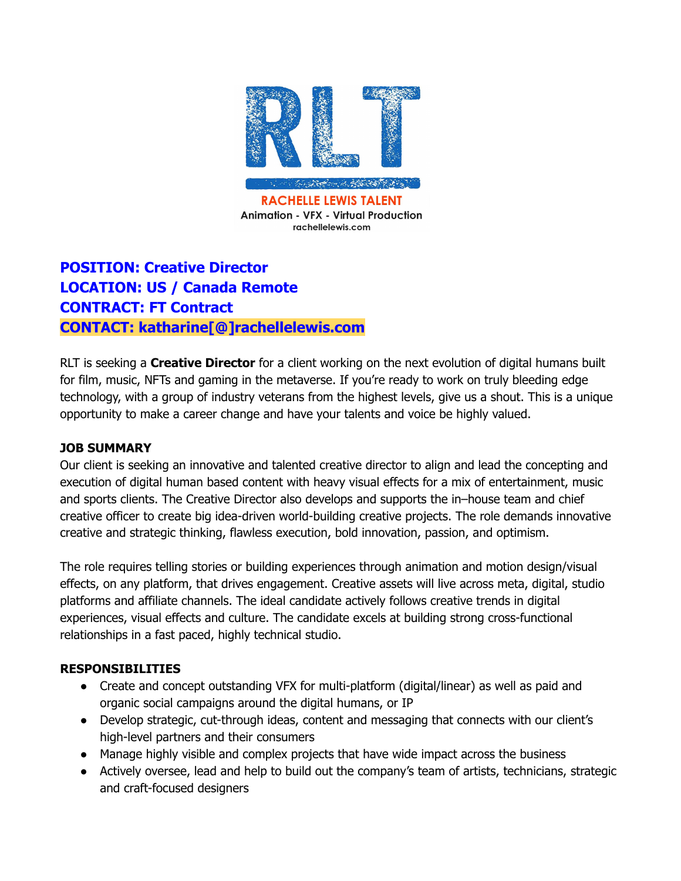RLT

RACHELLE LEWIS TALENT
Animation - VFX - Virtual Production
rachellelewis.com

**POSITION: Creative Director**
**LOCATION: US / Canada Remote**
**CONTRACT: FT Contract**
**CONTACT: katharine[@]rachellelewis.com**

RLT is seeking a **Creative Director** for a client working on the next evolution of digital humans built for film, music, NFTs and gaming in the metaverse. If you're ready to work on truly bleeding edge technology, with a group of industry veterans from the highest levels, give us a shout. This is a unique opportunity to make a career change and have your talents and voice be highly valued.

**JOB SUMMARY**

Our client is seeking an innovative and talented creative director to align and lead the concepting and execution of digital human based content with heavy visual effects for a mix of entertainment, music and sports clients. The Creative Director also develops and supports the in–house team and chief creative officer to create big idea-driven world-building creative projects. The role demands innovative creative and strategic thinking, flawless execution, bold innovation, passion, and optimism.

The role requires telling stories or building experiences through animation and motion design/visual effects, on any platform, that drives engagement. Creative assets will live across meta, digital, studio platforms and affiliate channels. The ideal candidate actively follows creative trends in digital experiences, visual effects and culture. The candidate excels at building strong cross-functional relationships in a fast paced, highly technical studio.

**RESPONSIBILITIES**

- Create and concept outstanding VFX for multi-platform (digital/linear) as well as paid and organic social campaigns around the digital humans, or IP
- Develop strategic, cut-through ideas, content and messaging that connects with our client's high-level partners and their consumers
- Manage highly visible and complex projects that have wide impact across the business
- Actively oversee, lead and help to build out the company's team of artists, technicians, strategic and craft-focused designers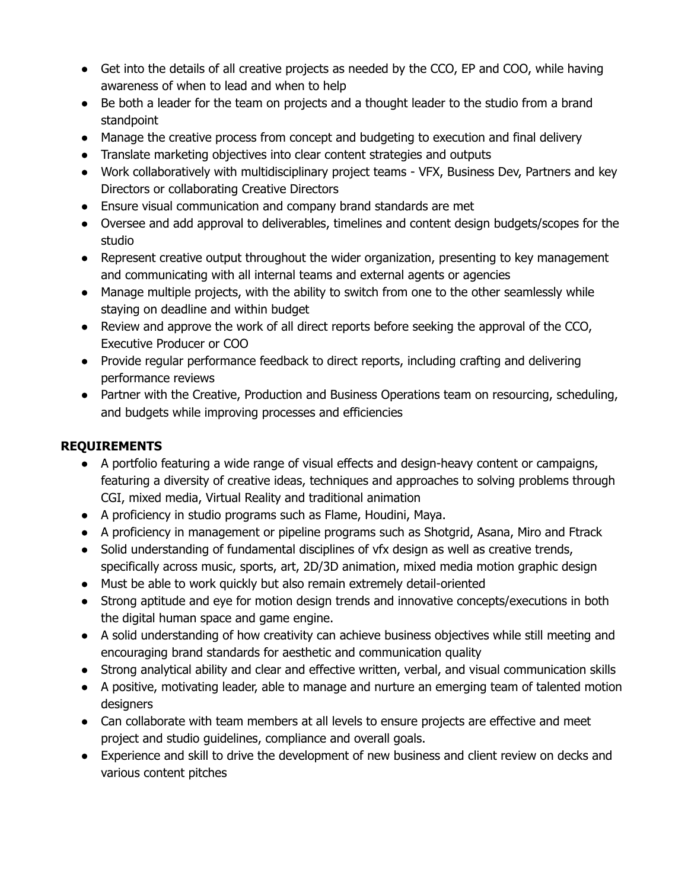- Get into the details of all creative projects as needed by the CCO, EP and COO, while having awareness of when to lead and when to help
- Be both a leader for the team on projects and a thought leader to the studio from a brand standpoint
- Manage the creative process from concept and budgeting to execution and final delivery
- Translate marketing objectives into clear content strategies and outputs
- Work collaboratively with multidisciplinary project teams - VFX, Business Dev, Partners and key Directors or collaborating Creative Directors
- Ensure visual communication and company brand standards are met
- Oversee and add approval to deliverables, timelines and content design budgets/scopes for the studio
- Represent creative output throughout the wider organization, presenting to key management and communicating with all internal teams and external agents or agencies
- Manage multiple projects, with the ability to switch from one to the other seamlessly while staying on deadline and within budget
- Review and approve the work of all direct reports before seeking the approval of the CCO, Executive Producer or COO
- Provide regular performance feedback to direct reports, including crafting and delivering performance reviews
- Partner with the Creative, Production and Business Operations team on resourcing, scheduling, and budgets while improving processes and efficiencies

**REQUIREMENTS**

- A portfolio featuring a wide range of visual effects and design-heavy content or campaigns, featuring a diversity of creative ideas, techniques and approaches to solving problems through CGI, mixed media, Virtual Reality and traditional animation
- A proficiency in studio programs such as Flame, Houdini, Maya.
- A proficiency in management or pipeline programs such as Shotgrid, Asana, Miro and Ftrack
- Solid understanding of fundamental disciplines of vfx design as well as creative trends, specifically across music, sports, art, 2D/3D animation, mixed media motion graphic design
- Must be able to work quickly but also remain extremely detail-oriented
- Strong aptitude and eye for motion design trends and innovative concepts/executions in both the digital human space and game engine.
- A solid understanding of how creativity can achieve business objectives while still meeting and encouraging brand standards for aesthetic and communication quality
- Strong analytical ability and clear and effective written, verbal, and visual communication skills
- A positive, motivating leader, able to manage and nurture an emerging team of talented motion designers
- Can collaborate with team members at all levels to ensure projects are effective and meet project and studio guidelines, compliance and overall goals.
- Experience and skill to drive the development of new business and client review on decks and various content pitches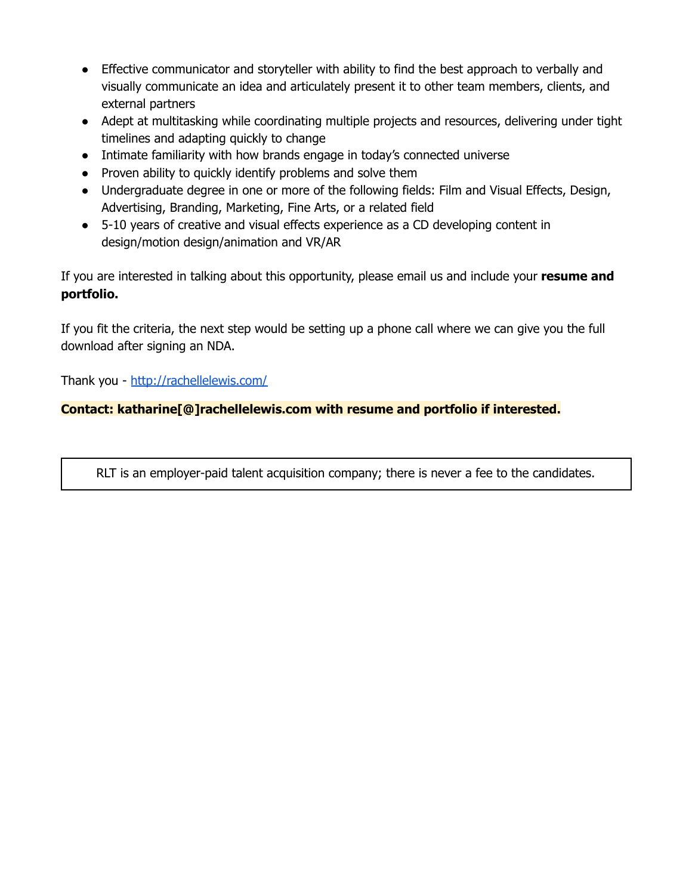- Effective communicator and storyteller with ability to find the best approach to verbally and visually communicate an idea and articulately present it to other team members, clients, and external partners
- Adept at multitasking while coordinating multiple projects and resources, delivering under tight timelines and adapting quickly to change
- Intimate familiarity with how brands engage in today's connected universe
- Proven ability to quickly identify problems and solve them
- Undergraduate degree in one or more of the following fields: Film and Visual Effects, Design, Advertising, Branding, Marketing, Fine Arts, or a related field
- 5-10 years of creative and visual effects experience as a CD developing content in design/motion design/animation and VR/AR

If you are interested in talking about this opportunity, please email us and include your **resume and portfolio.**

If you fit the criteria, the next step would be setting up a phone call where we can give you the full download after signing an NDA.

Thank you - [http://rachellelewis.com/](http://rachellelewis.com/)

**Contact: katharine[@]rachellelewis.com with resume and portfolio if interested.**

RLT is an employer-paid talent acquisition company; there is never a fee to the candidates.